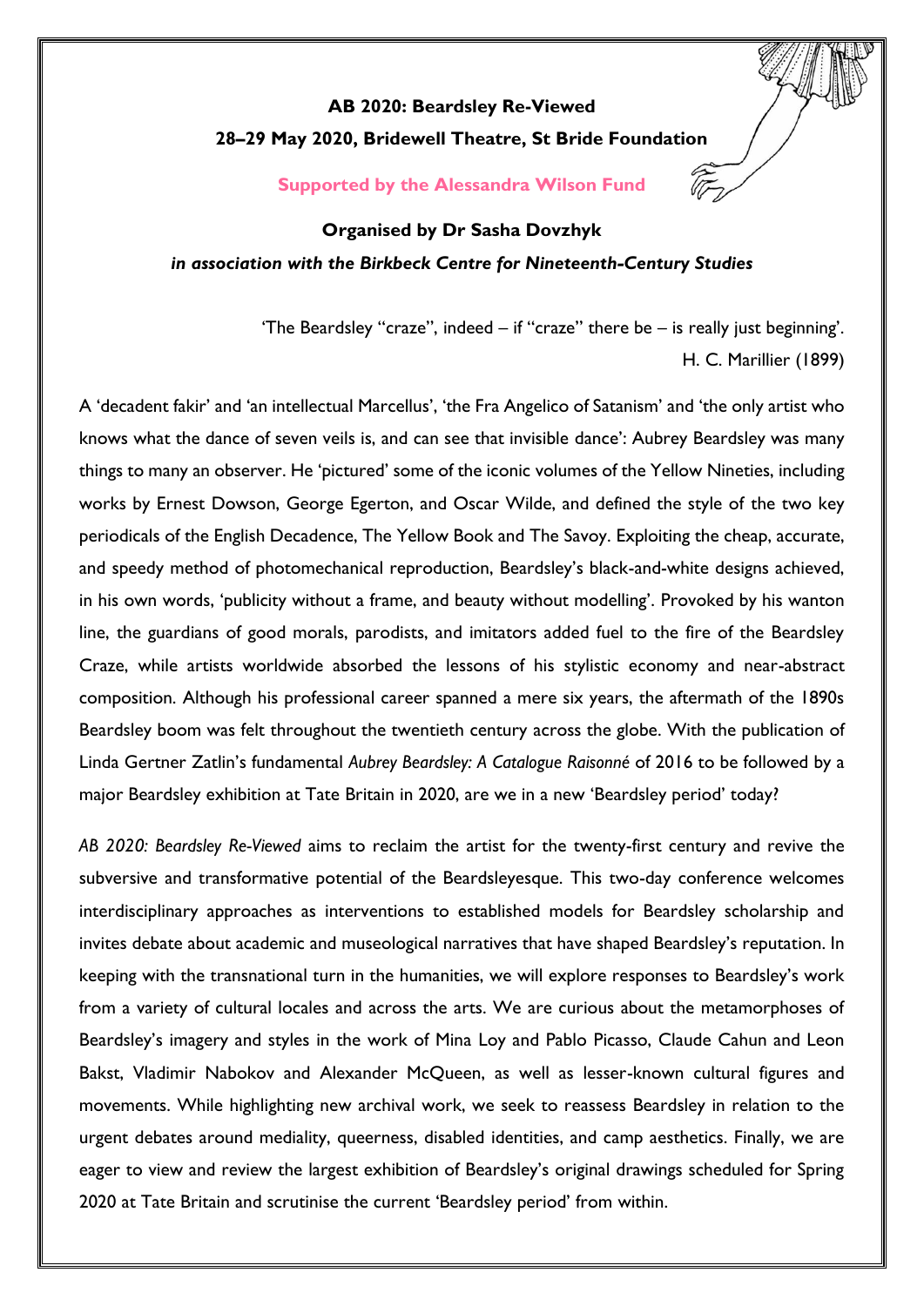**AB 2020: Beardsley Re-Viewed**

**28–29 May 2020, Bridewell Theatre, St Bride Foundation**

**Supported by the Alessandra Wilson Fund**

**Organised by Dr Sasha Dovzhyk**

***in association with the Birkbeck Centre for Nineteenth-Century Studies***

'The Beardsley "craze", indeed – if "craze" there be – is really just beginning'.
H. C. Marillier (1899)

A 'decadent fakir' and 'an intellectual Marcellus', 'the Fra Angelico of Satanism' and 'the only artist who knows what the dance of seven veils is, and can see that invisible dance': Aubrey Beardsley was many things to many an observer. He 'pictured' some of the iconic volumes of the Yellow Nineties, including works by Ernest Dowson, George Egerton, and Oscar Wilde, and defined the style of the two key periodicals of the English Decadence, The Yellow Book and The Savoy. Exploiting the cheap, accurate, and speedy method of photomechanical reproduction, Beardsley's black-and-white designs achieved, in his own words, 'publicity without a frame, and beauty without modelling'. Provoked by his wanton line, the guardians of good morals, parodists, and imitators added fuel to the fire of the Beardsley Craze, while artists worldwide absorbed the lessons of his stylistic economy and near-abstract composition. Although his professional career spanned a mere six years, the aftermath of the 1890s Beardsley boom was felt throughout the twentieth century across the globe. With the publication of Linda Gertner Zatlin's fundamental *Aubrey Beardsley: A Catalogue Raisonné* of 2016 to be followed by a major Beardsley exhibition at Tate Britain in 2020, are we in a new 'Beardsley period' today?

*AB 2020: Beardsley Re-Viewed* aims to reclaim the artist for the twenty-first century and revive the subversive and transformative potential of the Beardsleyesque. This two-day conference welcomes interdisciplinary approaches as interventions to established models for Beardsley scholarship and invites debate about academic and museological narratives that have shaped Beardsley's reputation. In keeping with the transnational turn in the humanities, we will explore responses to Beardsley's work from a variety of cultural locales and across the arts. We are curious about the metamorphoses of Beardsley's imagery and styles in the work of Mina Loy and Pablo Picasso, Claude Cahun and Leon Bakst, Vladimir Nabokov and Alexander McQueen, as well as lesser-known cultural figures and movements. While highlighting new archival work, we seek to reassess Beardsley in relation to the urgent debates around mediality, queerness, disabled identities, and camp aesthetics. Finally, we are eager to view and review the largest exhibition of Beardsley's original drawings scheduled for Spring 2020 at Tate Britain and scrutinise the current 'Beardsley period' from within.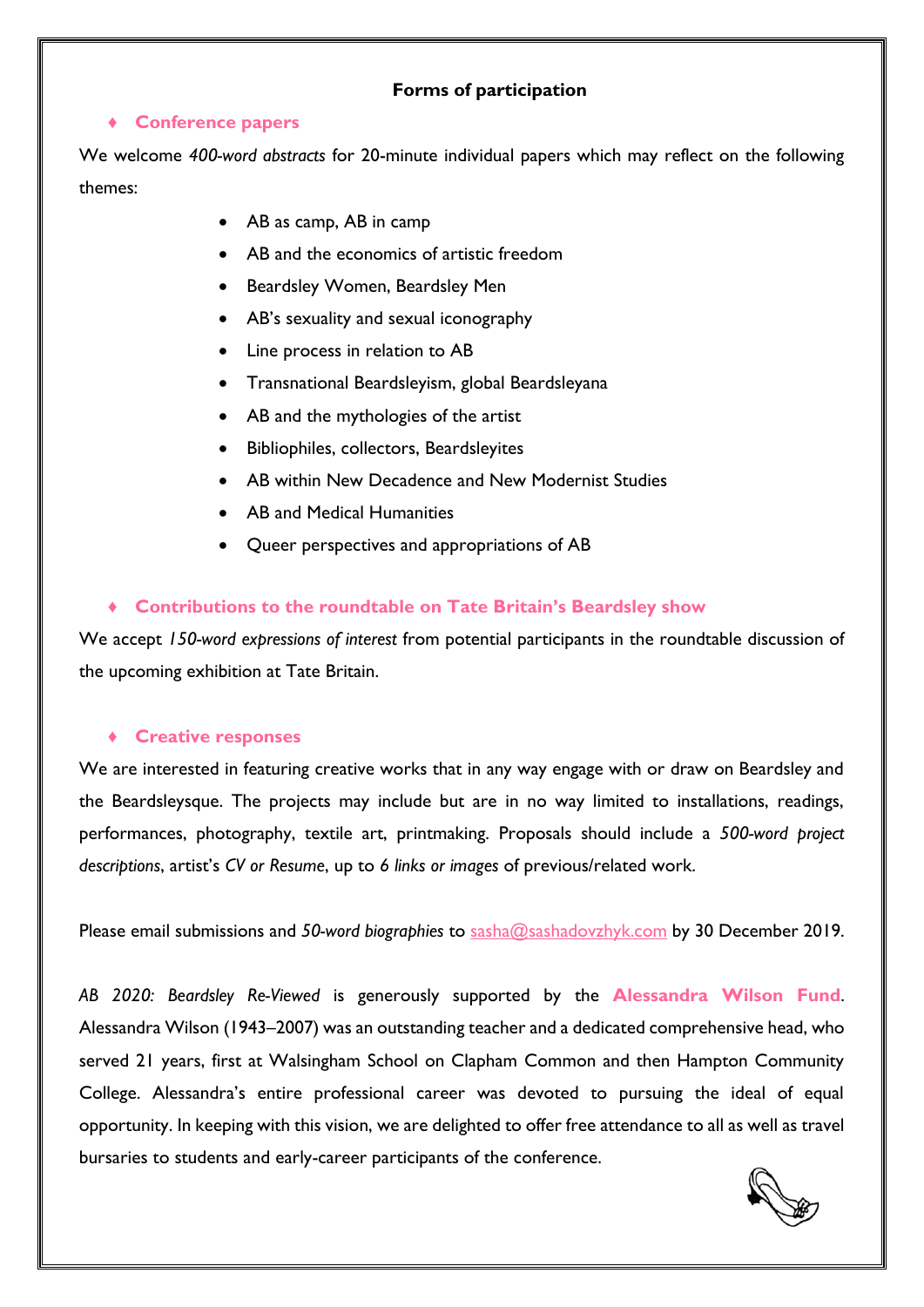## Forms of participation

### ♦ Conference papers

We welcome *400-word abstracts* for 20-minute individual papers which may reflect on the following themes:

- AB as camp, AB in camp
- AB and the economics of artistic freedom
- Beardsley Women, Beardsley Men
- AB's sexuality and sexual iconography
- Line process in relation to AB
- Transnational Beardsleyism, global Beardsleyana
- AB and the mythologies of the artist
- Bibliophiles, collectors, Beardsleyites
- AB within New Decadence and New Modernist Studies
- AB and Medical Humanities
- Queer perspectives and appropriations of AB

### ♦ Contributions to the roundtable on Tate Britain's Beardsley show

We accept *150-word expressions of interest* from potential participants in the roundtable discussion of the upcoming exhibition at Tate Britain.

### ♦ Creative responses

We are interested in featuring creative works that in any way engage with or draw on Beardsley and the Beardsleysque. The projects may include but are in no way limited to installations, readings, performances, photography, textile art, printmaking. Proposals should include a *500-word project descriptions*, artist's *CV or Resume*, up to *6 links or images* of previous/related work.

Please email submissions and *50-word biographies* to sasha@sashadovzhyk.com by 30 December 2019.

*AB 2020: Beardsley Re-Viewed* is generously supported by the **Alessandra Wilson Fund**. Alessandra Wilson (1943–2007) was an outstanding teacher and a dedicated comprehensive head, who served 21 years, first at Walsingham School on Clapham Common and then Hampton Community College. Alessandra's entire professional career was devoted to pursuing the ideal of equal opportunity. In keeping with this vision, we are delighted to offer free attendance to all as well as travel bursaries to students and early-career participants of the conference.